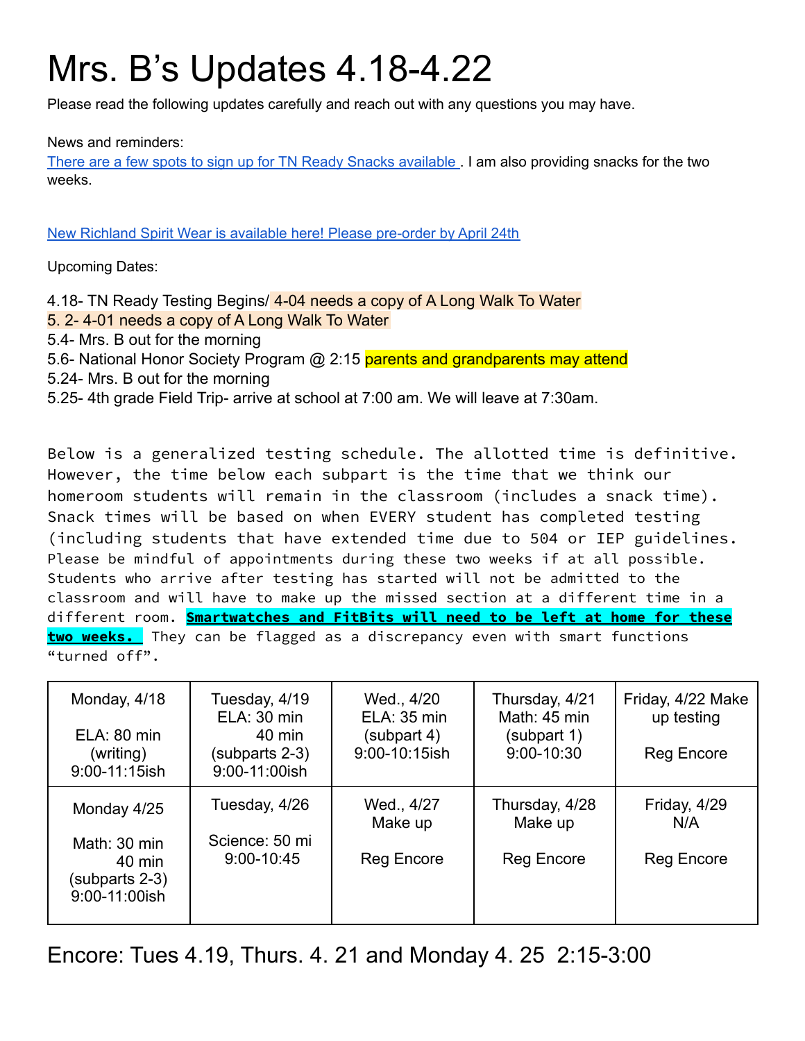# Mrs. B's Updates 4.18-4.22

Please read the following updates carefully and reach out with any questions you may have.

News and reminders:

There are a few spots to sign up for TN Ready Snacks available . I am also providing snacks for the two weeks.

New Richland Spirit Wear is available here! Please pre-order by April 24th

Upcoming Dates:

4.18- TN Ready Testing Begins/ 4-04 needs a copy of A Long Walk To Water
5. 2- 4-01 needs a copy of A Long Walk To Water
5.4- Mrs. B out for the morning
5.6- National Honor Society Program @ 2:15 parents and grandparents may attend
5.24- Mrs. B out for the morning
5.25- 4th grade Field Trip- arrive at school at 7:00 am. We will leave at 7:30am.

Below is a generalized testing schedule. The allotted time is definitive. However, the time below each subpart is the time that we think our homeroom students will remain in the classroom (includes a snack time). Snack times will be based on when EVERY student has completed testing (including students that have extended time due to 504 or IEP guidelines. Please be mindful of appointments during these two weeks if at all possible. Students who arrive after testing has started will not be admitted to the classroom and will have to make up the missed section at a different time in a different room. **Smartwatches and FitBits will need to be left at home for these two weeks.** They can be flagged as a discrepancy even with smart functions "turned off".

| | | | | |
|---|---|---|---|---|
| Monday, 4/18<br><br>ELA: 80 min (writing)<br>9:00-11:15ish | Tuesday, 4/19<br>ELA: 30 min<br>40 min<br>(subparts 2-3)<br>9:00-11:00ish | Wed., 4/20<br>ELA: 35 min<br>(subpart 4)<br>9:00-10:15ish | Thursday, 4/21<br>Math: 45 min<br>(subpart 1)<br>9:00-10:30 | Friday, 4/22 Make up testing<br><br>Reg Encore |
| Monday 4/25<br><br>Math: 30 min<br>40 min<br>(subparts 2-3)<br>9:00-11:00ish | Tuesday, 4/26<br><br>Science: 50 mi<br>9:00-10:45 | Wed., 4/27<br>Make up<br><br>Reg Encore | Thursday, 4/28<br>Make up<br><br>Reg Encore | Friday, 4/29<br>N/A<br><br>Reg Encore |

Encore: Tues 4.19, Thurs. 4. 21 and Monday 4. 25 2:15-3:00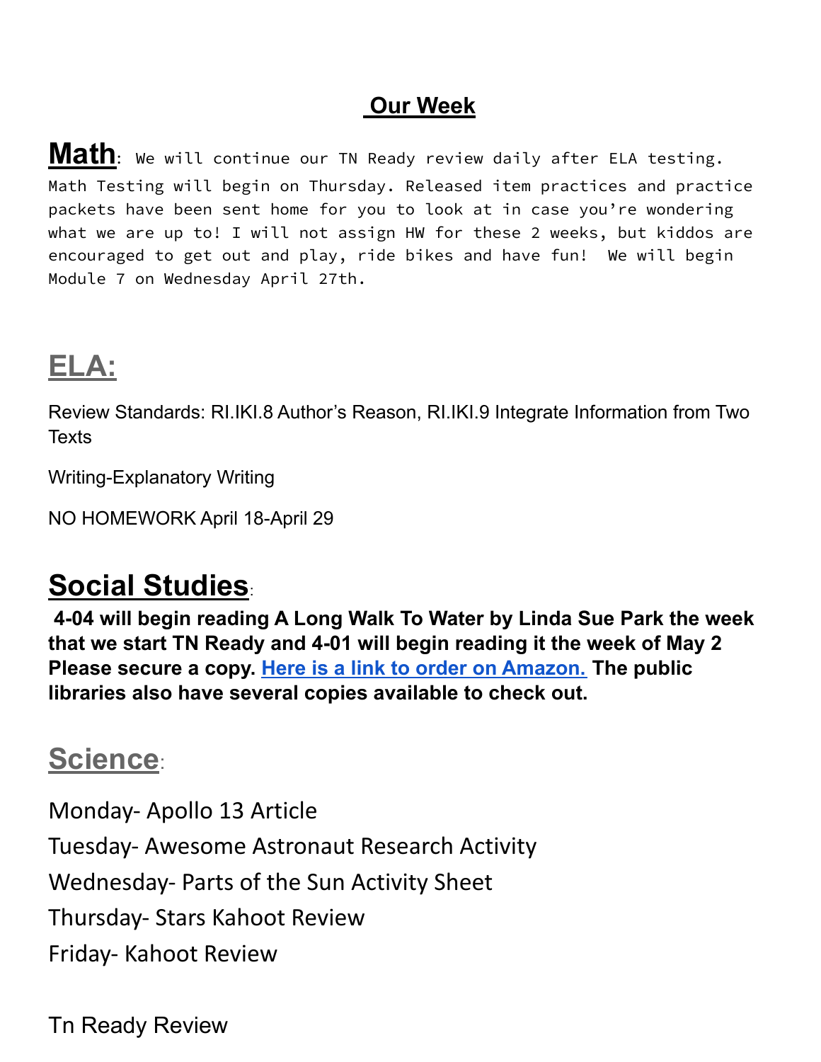# Our Week

**Math**: We will continue our TN Ready review daily after ELA testing. Math Testing will begin on Thursday. Released item practices and practice packets have been sent home for you to look at in case you're wondering what we are up to! I will not assign HW for these 2 weeks, but kiddos are encouraged to get out and play, ride bikes and have fun! We will begin Module 7 on Wednesday April 27th.

## ELA:

Review Standards: RI.IKI.8 Author's Reason, RI.IKI.9 Integrate Information from Two Texts

Writing-Explanatory Writing

NO HOMEWORK April 18-April 29

## Social Studies:

**4-04 will begin reading A Long Walk To Water by Linda Sue Park the week that we start TN Ready and 4-01 will begin reading it the week of May 2 Please secure a copy. Here is a link to order on Amazon. The public libraries also have several copies available to check out.**

## Science:

Monday- Apollo 13 Article

Tuesday- Awesome Astronaut Research Activity

Wednesday- Parts of the Sun Activity Sheet

Thursday- Stars Kahoot Review

Friday- Kahoot Review

Tn Ready Review